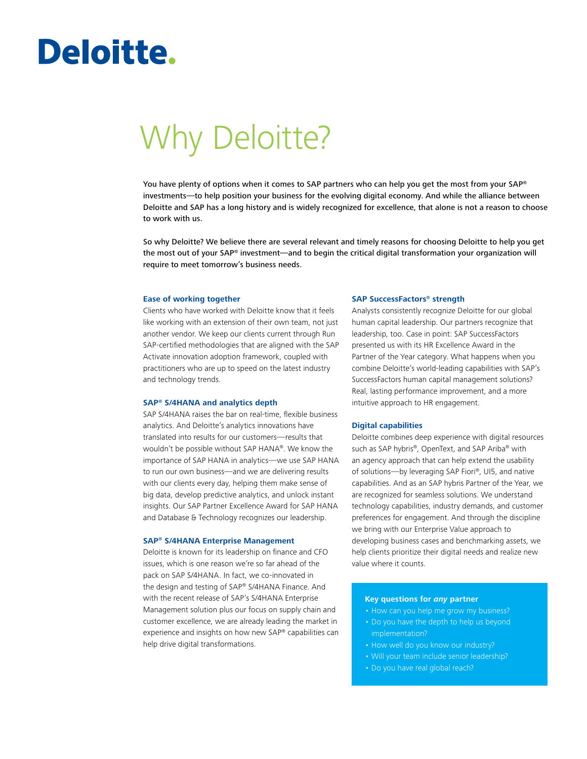# Deloitte.

## Why Deloitte?

**You have plenty of options when it comes to SAP partners who can help you get the most from your SAP® investments—to help position your business for the evolving digital economy. And while the alliance between Deloitte and SAP has a long history and is widely recognized for excellence, that alone is not a reason to choose to work with us.**

**So why Deloitte? We believe there are several relevant and timely reasons for choosing Deloitte to help you get the most out of your SAP® investment—and to begin the critical digital transformation your organization will require to meet tomorrow's business needs.**

### Ease of working together

Clients who have worked with Deloitte know that it feels like working with an extension of their own team, not just another vendor. We keep our clients current through Run SAP-certified methodologies that are aligned with the SAP Activate innovation adoption framework, coupled with practitioners who are up to speed on the latest industry and technology trends.

### SAP® S/4HANA and analytics depth

SAP S/4HANA raises the bar on real-time, flexible business analytics. And Deloitte's analytics innovations have translated into results for our customers—results that wouldn't be possible without SAP HANA®. We know the importance of SAP HANA in analytics—we use SAP HANA to run our own business—and we are delivering results with our clients every day, helping them make sense of big data, develop predictive analytics, and unlock instant insights. Our SAP Partner Excellence Award for SAP HANA and Database & Technology recognizes our leadership.

### SAP® S/4HANA Enterprise Management

Deloitte is known for its leadership on finance and CFO issues, which is one reason we're so far ahead of the pack on SAP S/4HANA. In fact, we co-innovated in the design and testing of SAP® S/4HANA Finance. And with the recent release of SAP's S/4HANA Enterprise Management solution plus our focus on supply chain and customer excellence, we are already leading the market in experience and insights on how new SAP® capabilities can help drive digital transformations.

### SAP SuccessFactors® strength

Analysts consistently recognize Deloitte for our global human capital leadership. Our partners recognize that leadership, too. Case in point: SAP SuccessFactors presented us with its HR Excellence Award in the Partner of the Year category. What happens when you combine Deloitte's world-leading capabilities with SAP's SuccessFactors human capital management solutions? Real, lasting performance improvement, and a more intuitive approach to HR engagement.

### Digital capabilities

Deloitte combines deep experience with digital resources such as SAP hybris®, OpenText, and SAP Ariba® with an agency approach that can help extend the usability of solutions—by leveraging SAP Fiori®, UI5, and native capabilities. And as an SAP hybris Partner of the Year, we are recognized for seamless solutions. We understand technology capabilities, industry demands, and customer preferences for engagement. And through the discipline we bring with our Enterprise Value approach to developing business cases and benchmarking assets, we help clients prioritize their digital needs and realize new value where it counts.

### Key questions for *any* partner

- How can you help me grow my business?
- Do you have the depth to help us beyond implementation?
- How well do you know our industry?
- Will your team include senior leadership?
- Do you have real global reach?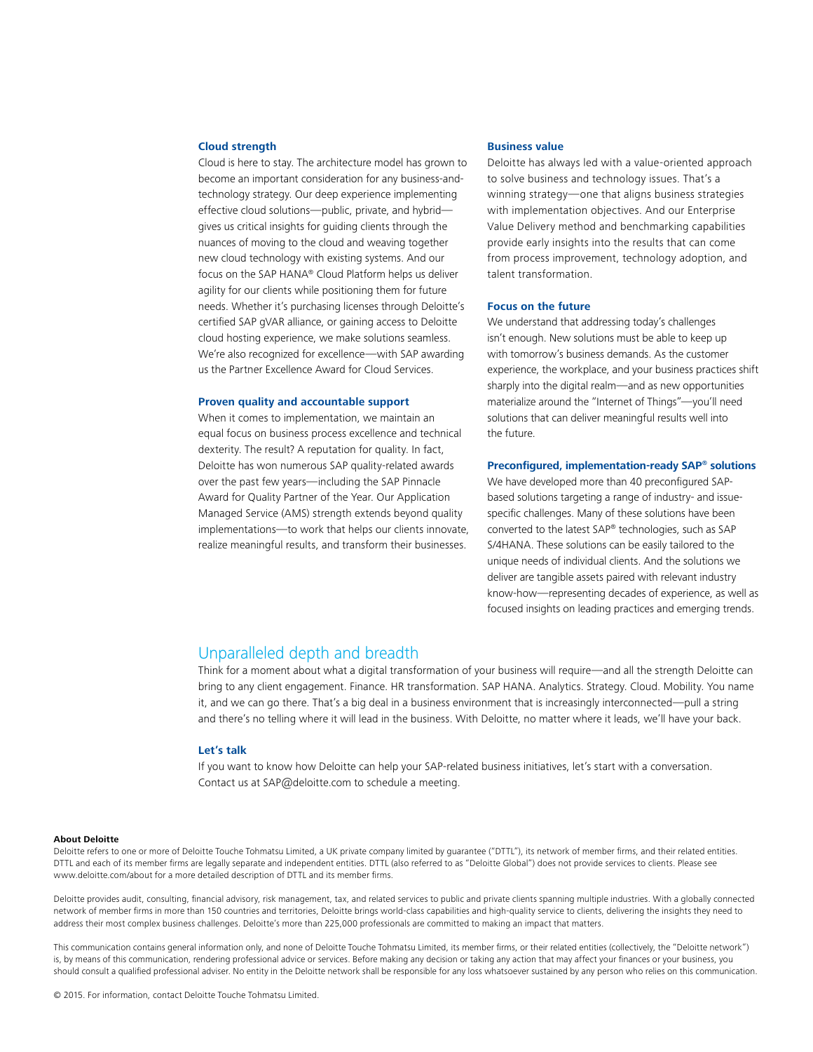### Cloud strength

Cloud is here to stay. The architecture model has grown to become an important consideration for any business-and-technology strategy. Our deep experience implementing effective cloud solutions—public, private, and hybrid—gives us critical insights for guiding clients through the nuances of moving to the cloud and weaving together new cloud technology with existing systems. And our focus on the SAP HANA® Cloud Platform helps us deliver agility for our clients while positioning them for future needs. Whether it's purchasing licenses through Deloitte's certified SAP gVAR alliance, or gaining access to Deloitte cloud hosting experience, we make solutions seamless. We're also recognized for excellence—with SAP awarding us the Partner Excellence Award for Cloud Services.

### Proven quality and accountable support

When it comes to implementation, we maintain an equal focus on business process excellence and technical dexterity. The result? A reputation for quality. In fact, Deloitte has won numerous SAP quality-related awards over the past few years—including the SAP Pinnacle Award for Quality Partner of the Year. Our Application Managed Service (AMS) strength extends beyond quality implementations—to work that helps our clients innovate, realize meaningful results, and transform their businesses.

### Business value

Deloitte has always led with a value-oriented approach to solve business and technology issues. That's a winning strategy—one that aligns business strategies with implementation objectives. And our Enterprise Value Delivery method and benchmarking capabilities provide early insights into the results that can come from process improvement, technology adoption, and talent transformation.

### Focus on the future

We understand that addressing today's challenges isn't enough. New solutions must be able to keep up with tomorrow's business demands. As the customer experience, the workplace, and your business practices shift sharply into the digital realm—and as new opportunities materialize around the "Internet of Things"—you'll need solutions that can deliver meaningful results well into the future.

### Preconfigured, implementation-ready SAP® solutions

We have developed more than 40 preconfigured SAP-based solutions targeting a range of industry- and issue-specific challenges. Many of these solutions have been converted to the latest SAP® technologies, such as SAP S/4HANA. These solutions can be easily tailored to the unique needs of individual clients. And the solutions we deliver are tangible assets paired with relevant industry know-how—representing decades of experience, as well as focused insights on leading practices and emerging trends.

## Unparalleled depth and breadth

Think for a moment about what a digital transformation of your business will require—and all the strength Deloitte can bring to any client engagement. Finance. HR transformation. SAP HANA. Analytics. Strategy. Cloud. Mobility. You name it, and we can go there. That's a big deal in a business environment that is increasingly interconnected—pull a string and there's no telling where it will lead in the business. With Deloitte, no matter where it leads, we'll have your back.

### Let's talk

If you want to know how Deloitte can help your SAP-related business initiatives, let's start with a conversation. Contact us at SAP@deloitte.com to schedule a meeting.

**About Deloitte**

Deloitte refers to one or more of Deloitte Touche Tohmatsu Limited, a UK private company limited by guarantee ("DTTL"), its network of member firms, and their related entities. DTTL and each of its member firms are legally separate and independent entities. DTTL (also referred to as "Deloitte Global") does not provide services to clients. Please see www.deloitte.com/about for a more detailed description of DTTL and its member firms.

Deloitte provides audit, consulting, financial advisory, risk management, tax, and related services to public and private clients spanning multiple industries. With a globally connected network of member firms in more than 150 countries and territories, Deloitte brings world-class capabilities and high-quality service to clients, delivering the insights they need to address their most complex business challenges. Deloitte's more than 225,000 professionals are committed to making an impact that matters.

This communication contains general information only, and none of Deloitte Touche Tohmatsu Limited, its member firms, or their related entities (collectively, the "Deloitte network") is, by means of this communication, rendering professional advice or services. Before making any decision or taking any action that may affect your finances or your business, you should consult a qualified professional adviser. No entity in the Deloitte network shall be responsible for any loss whatsoever sustained by any person who relies on this communication.

© 2015. For information, contact Deloitte Touche Tohmatsu Limited.